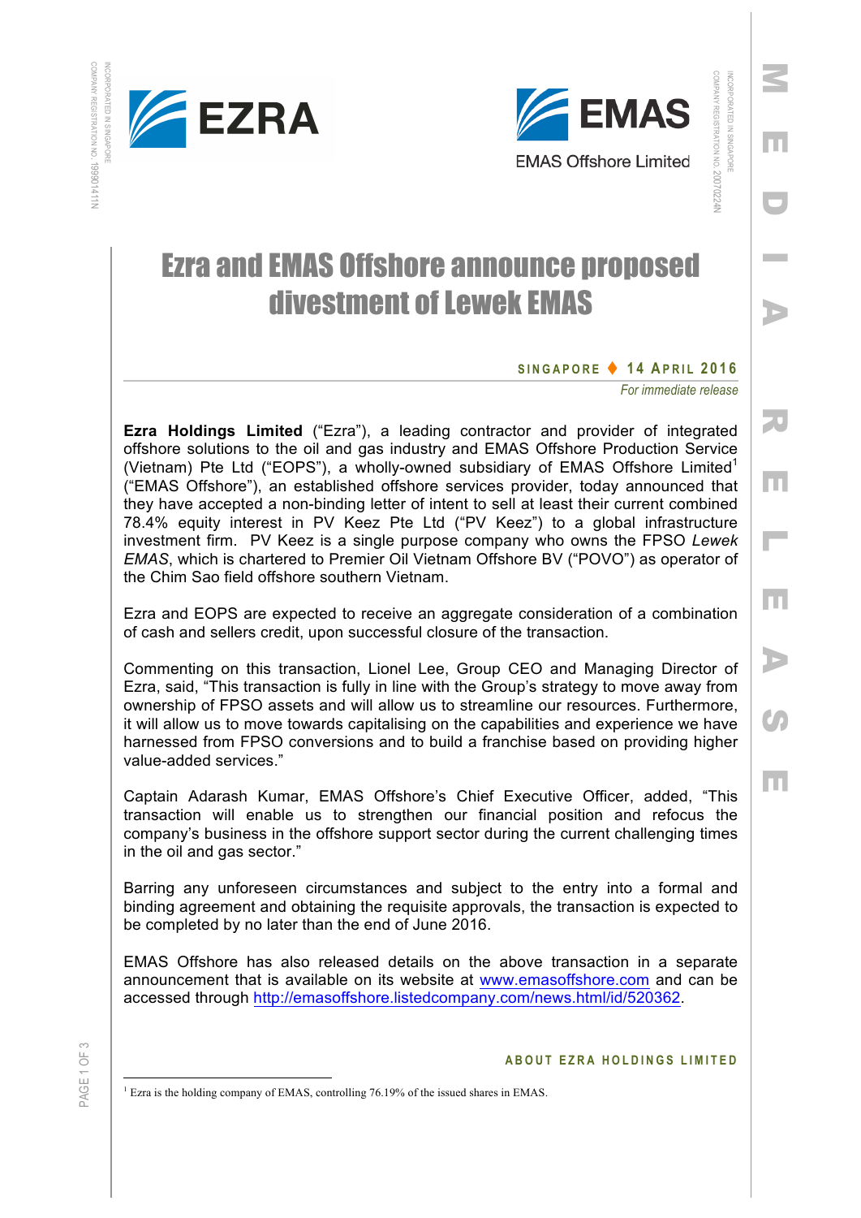EZRA

EMAS
EMAS Offshore Limited

# Ezra and EMAS Offshore announce proposed divestment of Lewek EMAS

**SINGAPORE ♦ 14 APRIL 2016**

*For immediate release*

**Ezra Holdings Limited** ("Ezra"), a leading contractor and provider of integrated offshore solutions to the oil and gas industry and EMAS Offshore Production Service (Vietnam) Pte Ltd ("EOPS"), a wholly-owned subsidiary of EMAS Offshore Limited[1] ("EMAS Offshore"), an established offshore services provider, today announced that they have accepted a non-binding letter of intent to sell at least their current combined 78.4% equity interest in PV Keez Pte Ltd ("PV Keez") to a global infrastructure investment firm. PV Keez is a single purpose company who owns the FPSO *Lewek EMAS*, which is chartered to Premier Oil Vietnam Offshore BV ("POVO") as operator of the Chim Sao field offshore southern Vietnam.

Ezra and EOPS are expected to receive an aggregate consideration of a combination of cash and sellers credit, upon successful closure of the transaction.

Commenting on this transaction, Lionel Lee, Group CEO and Managing Director of Ezra, said, "This transaction is fully in line with the Group's strategy to move away from ownership of FPSO assets and will allow us to streamline our resources. Furthermore, it will allow us to move towards capitalising on the capabilities and experience we have harnessed from FPSO conversions and to build a franchise based on providing higher value-added services."

Captain Adarash Kumar, EMAS Offshore's Chief Executive Officer, added, "This transaction will enable us to strengthen our financial position and refocus the company's business in the offshore support sector during the current challenging times in the oil and gas sector."

Barring any unforeseen circumstances and subject to the entry into a formal and binding agreement and obtaining the requisite approvals, the transaction is expected to be completed by no later than the end of June 2016.

EMAS Offshore has also released details on the above transaction in a separate announcement that is available on its website at www.emasoffshore.com and can be accessed through http://emasoffshore.listedcompany.com/news.html/id/520362.

**ABOUT EZRA HOLDINGS LIMITED**

[1] Ezra is the holding company of EMAS, controlling 76.19% of the issued shares in EMAS.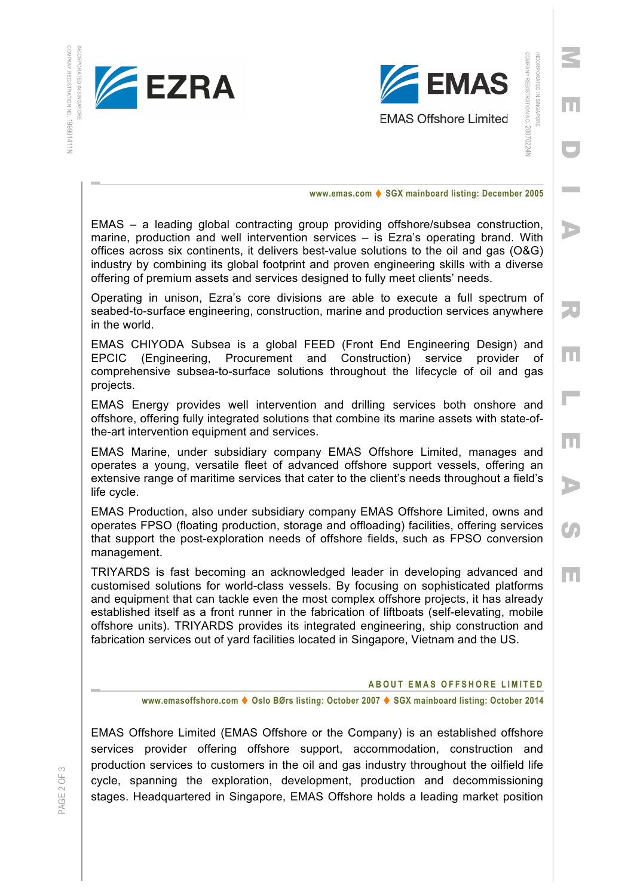www.emas.com ♦ SGX mainboard listing: December 2005

EMAS – a leading global contracting group providing offshore/subsea construction, marine, production and well intervention services – is Ezra's operating brand. With offices across six continents, it delivers best-value solutions to the oil and gas (O&G) industry by combining its global footprint and proven engineering skills with a diverse offering of premium assets and services designed to fully meet clients' needs.

Operating in unison, Ezra's core divisions are able to execute a full spectrum of seabed-to-surface engineering, construction, marine and production services anywhere in the world.

EMAS CHIYODA Subsea is a global FEED (Front End Engineering Design) and EPCIC (Engineering, Procurement and Construction) service provider of comprehensive subsea-to-surface solutions throughout the lifecycle of oil and gas projects.

EMAS Energy provides well intervention and drilling services both onshore and offshore, offering fully integrated solutions that combine its marine assets with state-of-the-art intervention equipment and services.

EMAS Marine, under subsidiary company EMAS Offshore Limited, manages and operates a young, versatile fleet of advanced offshore support vessels, offering an extensive range of maritime services that cater to the client's needs throughout a field's life cycle.

EMAS Production, also under subsidiary company EMAS Offshore Limited, owns and operates FPSO (floating production, storage and offloading) facilities, offering services that support the post-exploration needs of offshore fields, such as FPSO conversion management.

TRIYARDS is fast becoming an acknowledged leader in developing advanced and customised solutions for world-class vessels. By focusing on sophisticated platforms and equipment that can tackle even the most complex offshore projects, it has already established itself as a front runner in the fabrication of liftboats (self-elevating, mobile offshore units). TRIYARDS provides its integrated engineering, ship construction and fabrication services out of yard facilities located in Singapore, Vietnam and the US.

## ABOUT EMAS OFFSHORE LIMITED

www.emasoffshore.com ♦ Oslo BØrs listing: October 2007 ♦ SGX mainboard listing: October 2014

EMAS Offshore Limited (EMAS Offshore or the Company) is an established offshore services provider offering offshore support, accommodation, construction and production services to customers in the oil and gas industry throughout the oilfield life cycle, spanning the exploration, development, production and decommissioning stages. Headquartered in Singapore, EMAS Offshore holds a leading market position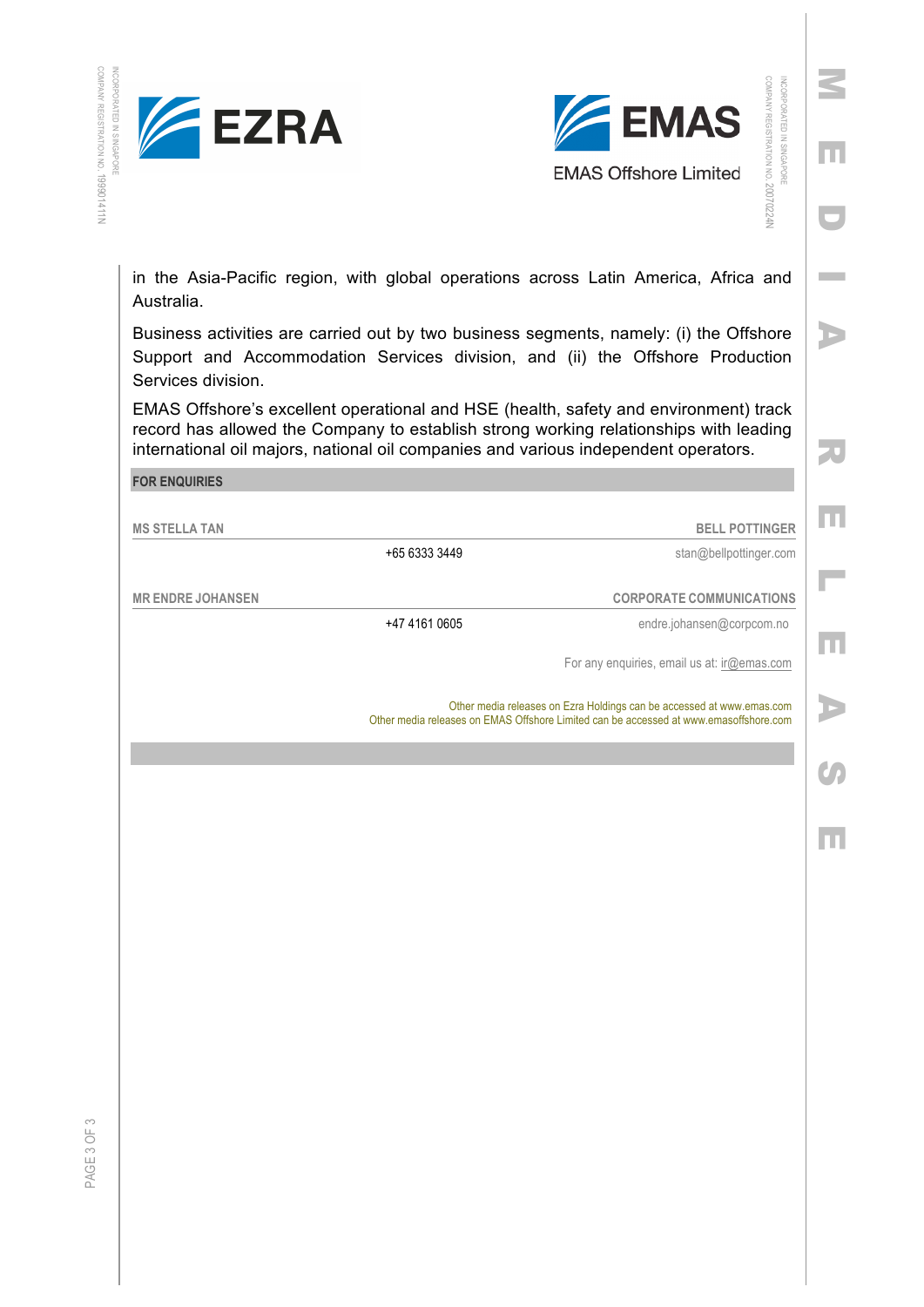in the Asia-Pacific region, with global operations across Latin America, Africa and Australia.

Business activities are carried out by two business segments, namely: (i) the Offshore Support and Accommodation Services division, and (ii) the Offshore Production Services division.

EMAS Offshore's excellent operational and HSE (health, safety and environment) track record has allowed the Company to establish strong working relationships with leading international oil majors, national oil companies and various independent operators.

**FOR ENQUIRIES**

| | | |
|---|---|---|
| **MS STELLA TAN** | | **BELL POTTINGER** |
| | +65 6333 3449 | stan@bellpottinger.com |
| **MR ENDRE JOHANSEN** | | **CORPORATE COMMUNICATIONS** |
| | +47 4161 0605 | endre.johansen@corpcom.no |

For any enquiries, email us at: ir@emas.com

Other media releases on Ezra Holdings can be accessed at www.emas.com
Other media releases on EMAS Offshore Limited can be accessed at www.emasoffshore.com